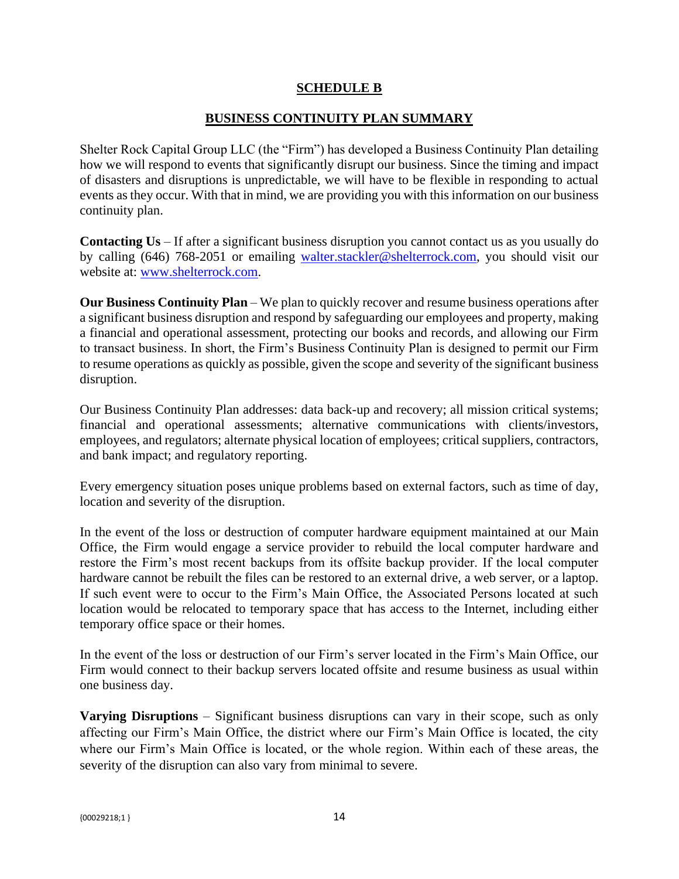# SCHEDULE B

## BUSINESS CONTINUITY PLAN SUMMARY

Shelter Rock Capital Group LLC (the "Firm") has developed a Business Continuity Plan detailing how we will respond to events that significantly disrupt our business. Since the timing and impact of disasters and disruptions is unpredictable, we will have to be flexible in responding to actual events as they occur. With that in mind, we are providing you with this information on our business continuity plan.

**Contacting Us** – If after a significant business disruption you cannot contact us as you usually do by calling (646) 768-2051 or emailing walter.stackler@shelterrock.com, you should visit our website at: www.shelterrock.com.

**Our Business Continuity Plan** – We plan to quickly recover and resume business operations after a significant business disruption and respond by safeguarding our employees and property, making a financial and operational assessment, protecting our books and records, and allowing our Firm to transact business. In short, the Firm's Business Continuity Plan is designed to permit our Firm to resume operations as quickly as possible, given the scope and severity of the significant business disruption.

Our Business Continuity Plan addresses: data back-up and recovery; all mission critical systems; financial and operational assessments; alternative communications with clients/investors, employees, and regulators; alternate physical location of employees; critical suppliers, contractors, and bank impact; and regulatory reporting.

Every emergency situation poses unique problems based on external factors, such as time of day, location and severity of the disruption.

In the event of the loss or destruction of computer hardware equipment maintained at our Main Office, the Firm would engage a service provider to rebuild the local computer hardware and restore the Firm's most recent backups from its offsite backup provider. If the local computer hardware cannot be rebuilt the files can be restored to an external drive, a web server, or a laptop. If such event were to occur to the Firm's Main Office, the Associated Persons located at such location would be relocated to temporary space that has access to the Internet, including either temporary office space or their homes.

In the event of the loss or destruction of our Firm's server located in the Firm's Main Office, our Firm would connect to their backup servers located offsite and resume business as usual within one business day.

**Varying Disruptions** – Significant business disruptions can vary in their scope, such as only affecting our Firm's Main Office, the district where our Firm's Main Office is located, the city where our Firm's Main Office is located, or the whole region. Within each of these areas, the severity of the disruption can also vary from minimal to severe.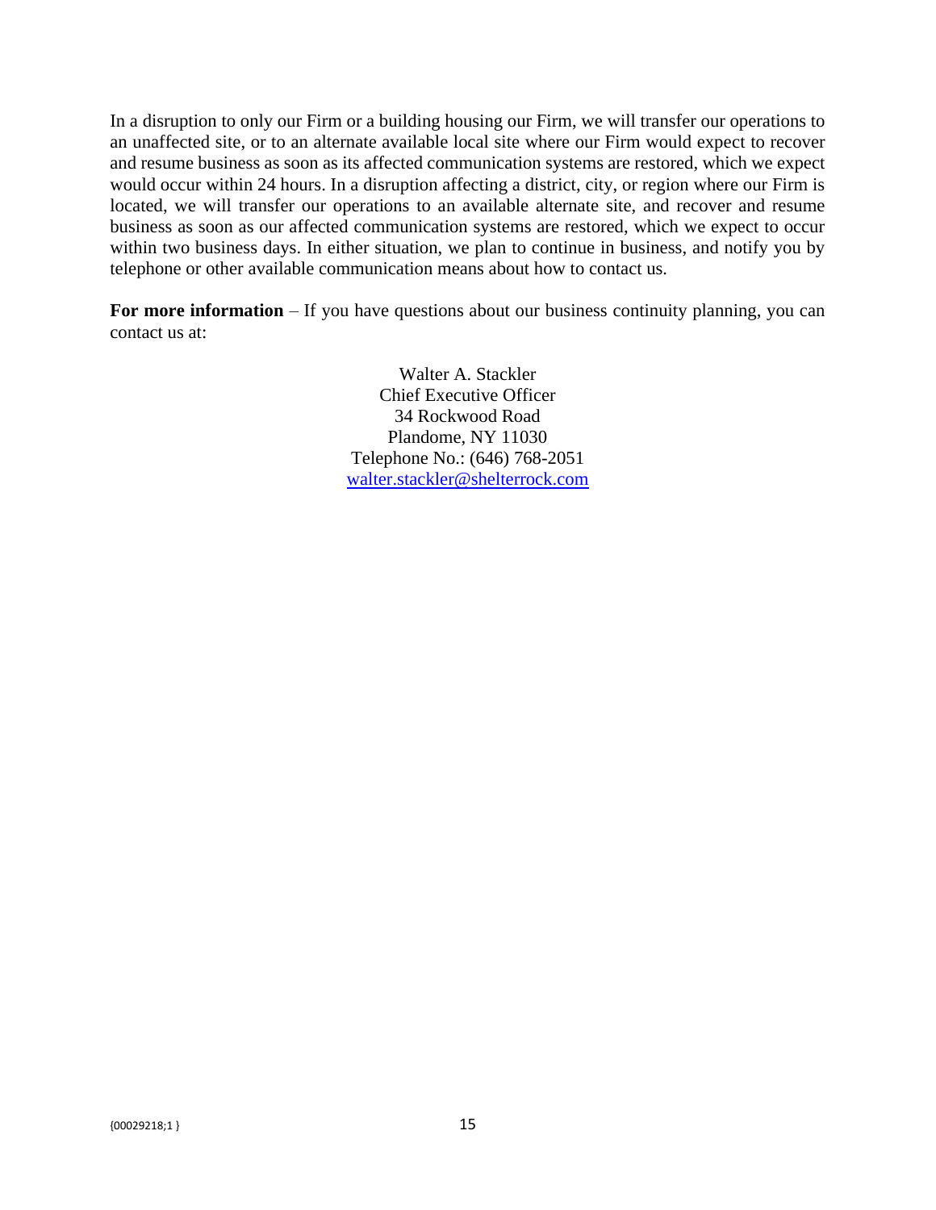In a disruption to only our Firm or a building housing our Firm, we will transfer our operations to an unaffected site, or to an alternate available local site where our Firm would expect to recover and resume business as soon as its affected communication systems are restored, which we expect would occur within 24 hours. In a disruption affecting a district, city, or region where our Firm is located, we will transfer our operations to an available alternate site, and recover and resume business as soon as our affected communication systems are restored, which we expect to occur within two business days. In either situation, we plan to continue in business, and notify you by telephone or other available communication means about how to contact us.

**For more information** – If you have questions about our business continuity planning, you can contact us at:

Walter A. Stackler
Chief Executive Officer
34 Rockwood Road
Plandome, NY 11030
Telephone No.: (646) 768-2051
walter.stackler@shelterrock.com

{00029218;1 }